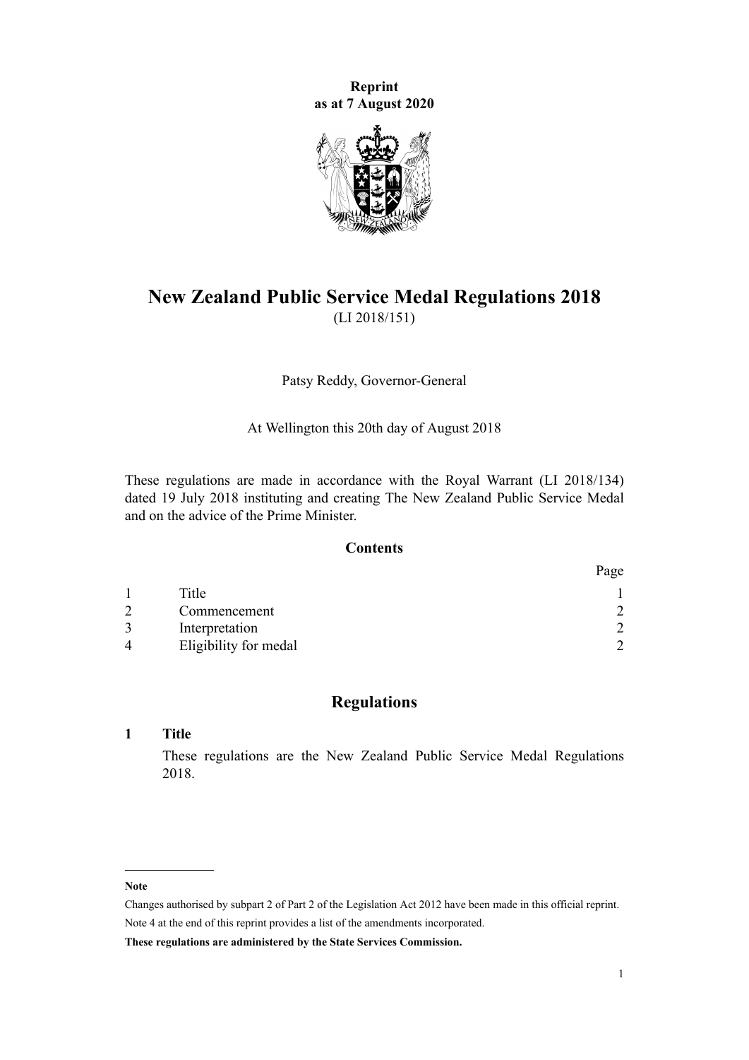**Reprint**
**as at 7 August 2020**

# New Zealand Public Service Medal Regulations 2018

(LI 2018/151)

Patsy Reddy, Governor-General

At Wellington this 20th day of August 2018

These regulations are made in accordance with the Royal Warrant (LI 2018/134) dated 19 July 2018 instituting and creating The New Zealand Public Service Medal and on the advice of the Prime Minister.

## Contents

| | | Page |
|---|---|---|
| 1 | Title | 1 |
| 2 | Commencement | 2 |
| 3 | Interpretation | 2 |
| 4 | Eligibility for medal | 2 |

## Regulations

### 1 Title

These regulations are the New Zealand Public Service Medal Regulations 2018.

---

**Note**

Changes authorised by subpart 2 of Part 2 of the Legislation Act 2012 have been made in this official reprint.

Note 4 at the end of this reprint provides a list of the amendments incorporated.

**These regulations are administered by the State Services Commission.**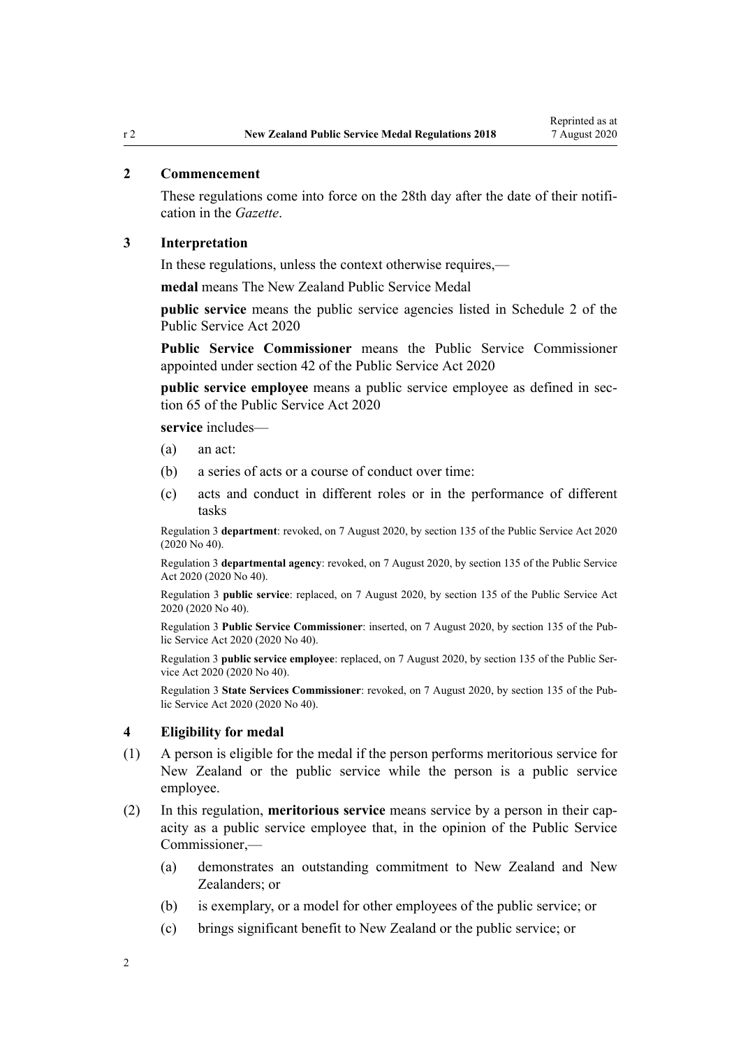## 2 Commencement

These regulations come into force on the 28th day after the date of their notification in the *Gazette*.

## 3 Interpretation

In these regulations, unless the context otherwise requires,—

**medal** means The New Zealand Public Service Medal

**public service** means the public service agencies listed in Schedule 2 of the Public Service Act 2020

**Public Service Commissioner** means the Public Service Commissioner appointed under section 42 of the Public Service Act 2020

**public service employee** means a public service employee as defined in section 65 of the Public Service Act 2020

**service** includes—

- (a) an act:
- (b) a series of acts or a course of conduct over time:
- (c) acts and conduct in different roles or in the performance of different tasks

Regulation 3 **department**: revoked, on 7 August 2020, by section 135 of the Public Service Act 2020 (2020 No 40).

Regulation 3 **departmental agency**: revoked, on 7 August 2020, by section 135 of the Public Service Act 2020 (2020 No 40).

Regulation 3 **public service**: replaced, on 7 August 2020, by section 135 of the Public Service Act 2020 (2020 No 40).

Regulation 3 **Public Service Commissioner**: inserted, on 7 August 2020, by section 135 of the Public Service Act 2020 (2020 No 40).

Regulation 3 **public service employee**: replaced, on 7 August 2020, by section 135 of the Public Service Act 2020 (2020 No 40).

Regulation 3 **State Services Commissioner**: revoked, on 7 August 2020, by section 135 of the Public Service Act 2020 (2020 No 40).

## 4 Eligibility for medal

(1) A person is eligible for the medal if the person performs meritorious service for New Zealand or the public service while the person is a public service employee.

(2) In this regulation, **meritorious service** means service by a person in their capacity as a public service employee that, in the opinion of the Public Service Commissioner,—

- (a) demonstrates an outstanding commitment to New Zealand and New Zealanders; or
- (b) is exemplary, or a model for other employees of the public service; or
- (c) brings significant benefit to New Zealand or the public service; or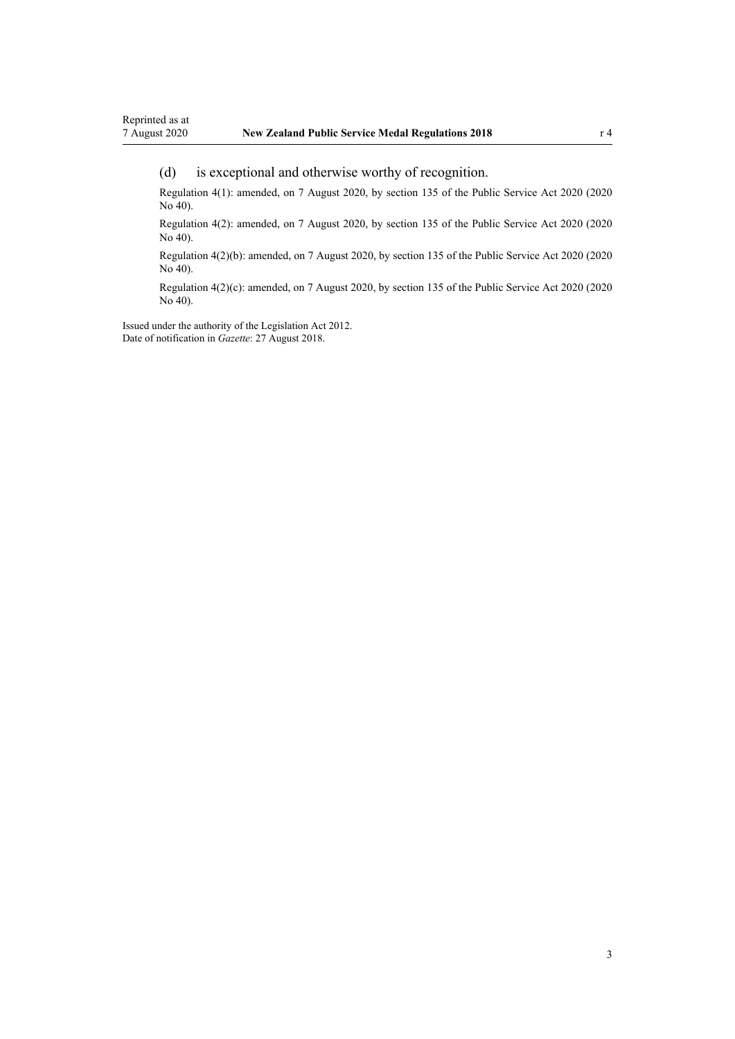(d) is exceptional and otherwise worthy of recognition.

Regulation 4(1): amended, on 7 August 2020, by section 135 of the Public Service Act 2020 (2020 No 40).

Regulation 4(2): amended, on 7 August 2020, by section 135 of the Public Service Act 2020 (2020 No 40).

Regulation 4(2)(b): amended, on 7 August 2020, by section 135 of the Public Service Act 2020 (2020 No 40).

Regulation 4(2)(c): amended, on 7 August 2020, by section 135 of the Public Service Act 2020 (2020 No 40).

Issued under the authority of the Legislation Act 2012.
Date of notification in *Gazette*: 27 August 2018.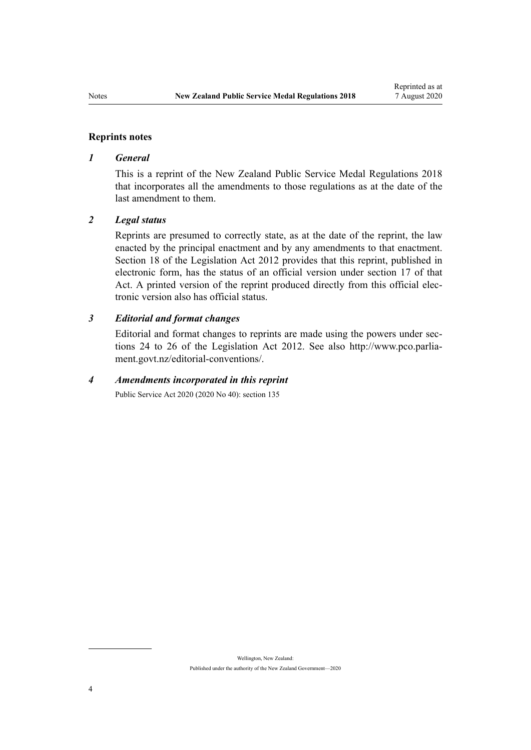## Reprints notes

### *1 General*

This is a reprint of the New Zealand Public Service Medal Regulations 2018 that incorporates all the amendments to those regulations as at the date of the last amendment to them.

### *2 Legal status*

Reprints are presumed to correctly state, as at the date of the reprint, the law enacted by the principal enactment and by any amendments to that enactment. Section 18 of the Legislation Act 2012 provides that this reprint, published in electronic form, has the status of an official version under section 17 of that Act. A printed version of the reprint produced directly from this official electronic version also has official status.

### *3 Editorial and format changes*

Editorial and format changes to reprints are made using the powers under sections 24 to 26 of the Legislation Act 2012. See also http://www.pco.parliament.govt.nz/editorial-conventions/.

### *4 Amendments incorporated in this reprint*

Public Service Act 2020 (2020 No 40): section 135

Wellington, New Zealand:

Published under the authority of the New Zealand Government—2020